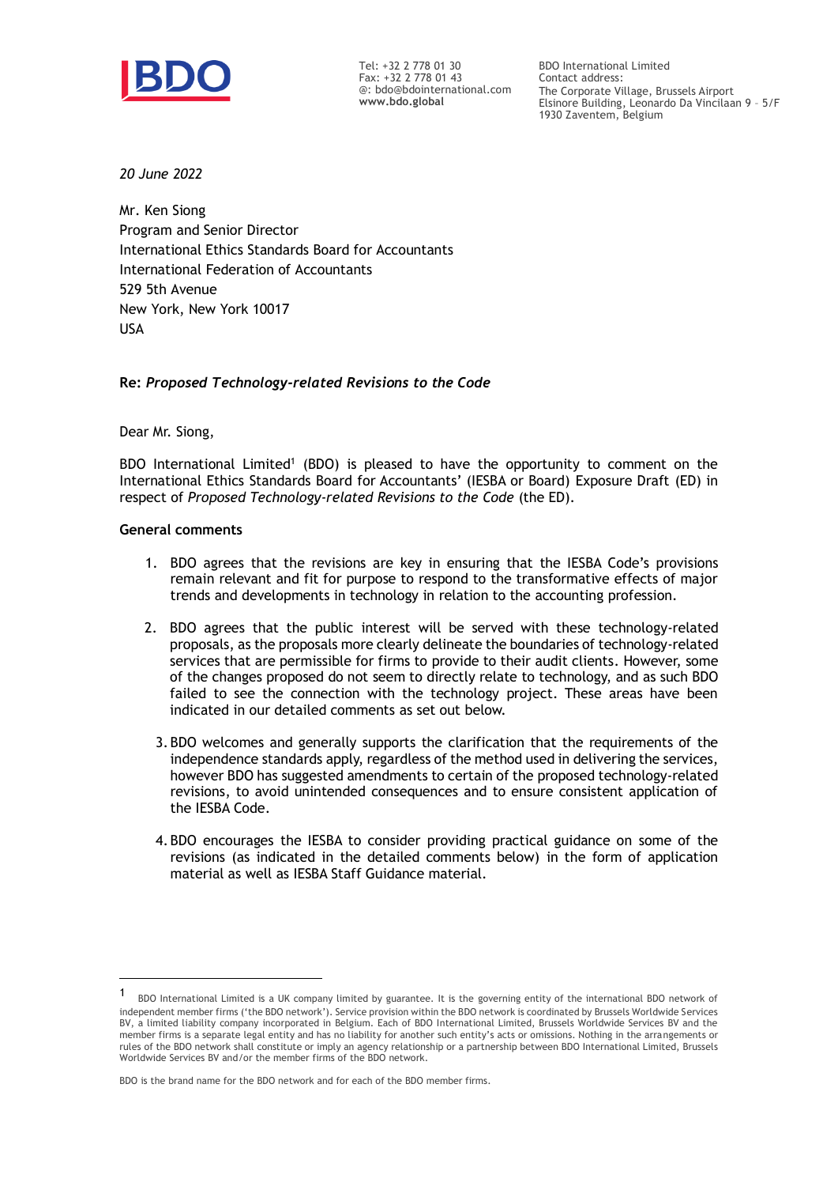Tel: +32 2 778 01 30
Fax: +32 2 778 01 43
@: bdo@bdointernational.com
**www.bdo.global**

BDO International Limited
Contact address:
The Corporate Village, Brussels Airport
Elsinore Building, Leonardo Da Vincilaan 9 – 5/F
1930 Zaventem, Belgium

*20 June 2022*

Mr. Ken Siong
Program and Senior Director
International Ethics Standards Board for Accountants
International Federation of Accountants
529 5th Avenue
New York, New York 10017
USA

**Re:** ***Proposed Technology-related Revisions to the Code***

Dear Mr. Siong,

BDO International Limited[1] (BDO) is pleased to have the opportunity to comment on the International Ethics Standards Board for Accountants' (IESBA or Board) Exposure Draft (ED) in respect of *Proposed Technology-related Revisions to the Code* (the ED).

**General comments**

1. BDO agrees that the revisions are key in ensuring that the IESBA Code's provisions remain relevant and fit for purpose to respond to the transformative effects of major trends and developments in technology in relation to the accounting profession.

2. BDO agrees that the public interest will be served with these technology-related proposals, as the proposals more clearly delineate the boundaries of technology-related services that are permissible for firms to provide to their audit clients. However, some of the changes proposed do not seem to directly relate to technology, and as such BDO failed to see the connection with the technology project. These areas have been indicated in our detailed comments as set out below.

3. BDO welcomes and generally supports the clarification that the requirements of the independence standards apply, regardless of the method used in delivering the services, however BDO has suggested amendments to certain of the proposed technology-related revisions, to avoid unintended consequences and to ensure consistent application of the IESBA Code.

4. BDO encourages the IESBA to consider providing practical guidance on some of the revisions (as indicated in the detailed comments below) in the form of application material as well as IESBA Staff Guidance material.

[1] BDO International Limited is a UK company limited by guarantee. It is the governing entity of the international BDO network of independent member firms ('the BDO network'). Service provision within the BDO network is coordinated by Brussels Worldwide Services BV, a limited liability company incorporated in Belgium. Each of BDO International Limited, Brussels Worldwide Services BV and the member firms is a separate legal entity and has no liability for another such entity's acts or omissions. Nothing in the arrangements or rules of the BDO network shall constitute or imply an agency relationship or a partnership between BDO International Limited, Brussels Worldwide Services BV and/or the member firms of the BDO network.

BDO is the brand name for the BDO network and for each of the BDO member firms.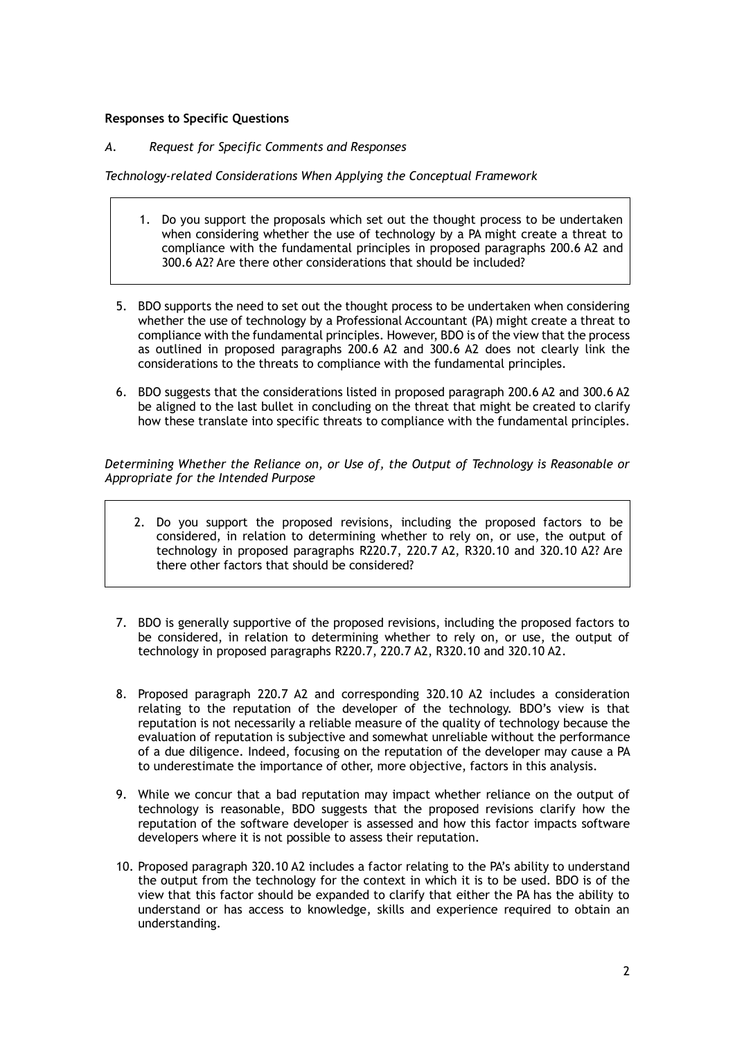**Responses to Specific Questions**

*A. Request for Specific Comments and Responses*

*Technology-related Considerations When Applying the Conceptual Framework*

> 1. Do you support the proposals which set out the thought process to be undertaken when considering whether the use of technology by a PA might create a threat to compliance with the fundamental principles in proposed paragraphs 200.6 A2 and 300.6 A2? Are there other considerations that should be included?

5. BDO supports the need to set out the thought process to be undertaken when considering whether the use of technology by a Professional Accountant (PA) might create a threat to compliance with the fundamental principles. However, BDO is of the view that the process as outlined in proposed paragraphs 200.6 A2 and 300.6 A2 does not clearly link the considerations to the threats to compliance with the fundamental principles.

6. BDO suggests that the considerations listed in proposed paragraph 200.6 A2 and 300.6 A2 be aligned to the last bullet in concluding on the threat that might be created to clarify how these translate into specific threats to compliance with the fundamental principles.

*Determining Whether the Reliance on, or Use of, the Output of Technology is Reasonable or Appropriate for the Intended Purpose*

> 2. Do you support the proposed revisions, including the proposed factors to be considered, in relation to determining whether to rely on, or use, the output of technology in proposed paragraphs R220.7, 220.7 A2, R320.10 and 320.10 A2? Are there other factors that should be considered?

7. BDO is generally supportive of the proposed revisions, including the proposed factors to be considered, in relation to determining whether to rely on, or use, the output of technology in proposed paragraphs R220.7, 220.7 A2, R320.10 and 320.10 A2.

8. Proposed paragraph 220.7 A2 and corresponding 320.10 A2 includes a consideration relating to the reputation of the developer of the technology. BDO's view is that reputation is not necessarily a reliable measure of the quality of technology because the evaluation of reputation is subjective and somewhat unreliable without the performance of a due diligence. Indeed, focusing on the reputation of the developer may cause a PA to underestimate the importance of other, more objective, factors in this analysis.

9. While we concur that a bad reputation may impact whether reliance on the output of technology is reasonable, BDO suggests that the proposed revisions clarify how the reputation of the software developer is assessed and how this factor impacts software developers where it is not possible to assess their reputation.

10. Proposed paragraph 320.10 A2 includes a factor relating to the PA's ability to understand the output from the technology for the context in which it is to be used. BDO is of the view that this factor should be expanded to clarify that either the PA has the ability to understand or has access to knowledge, skills and experience required to obtain an understanding.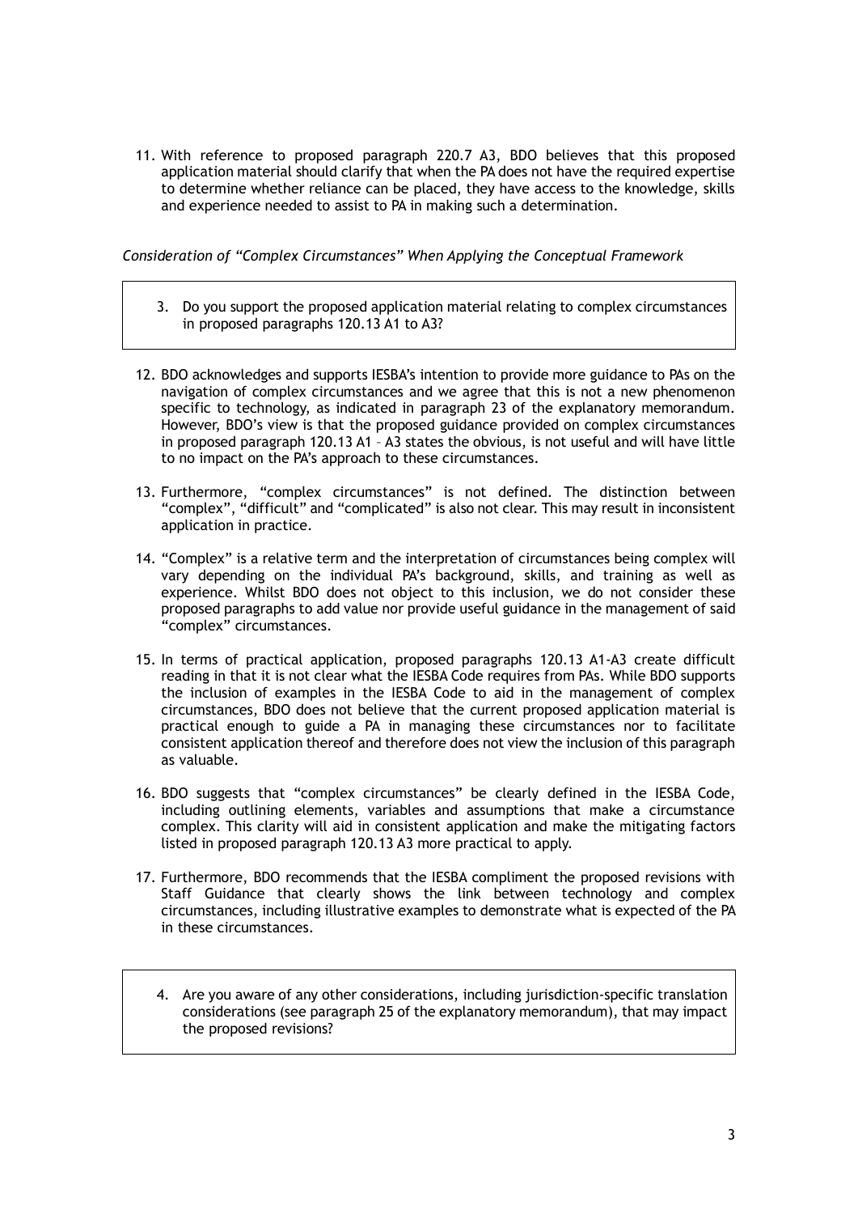11. With reference to proposed paragraph 220.7 A3, BDO believes that this proposed application material should clarify that when the PA does not have the required expertise to determine whether reliance can be placed, they have access to the knowledge, skills and experience needed to assist to PA in making such a determination.

*Consideration of "Complex Circumstances" When Applying the Conceptual Framework*

> 3. Do you support the proposed application material relating to complex circumstances in proposed paragraphs 120.13 A1 to A3?

12. BDO acknowledges and supports IESBA's intention to provide more guidance to PAs on the navigation of complex circumstances and we agree that this is not a new phenomenon specific to technology, as indicated in paragraph 23 of the explanatory memorandum. However, BDO's view is that the proposed guidance provided on complex circumstances in proposed paragraph 120.13 A1 – A3 states the obvious, is not useful and will have little to no impact on the PA's approach to these circumstances.

13. Furthermore, "complex circumstances" is not defined. The distinction between "complex", "difficult" and "complicated" is also not clear. This may result in inconsistent application in practice.

14. "Complex" is a relative term and the interpretation of circumstances being complex will vary depending on the individual PA's background, skills, and training as well as experience. Whilst BDO does not object to this inclusion, we do not consider these proposed paragraphs to add value nor provide useful guidance in the management of said "complex" circumstances.

15. In terms of practical application, proposed paragraphs 120.13 A1-A3 create difficult reading in that it is not clear what the IESBA Code requires from PAs. While BDO supports the inclusion of examples in the IESBA Code to aid in the management of complex circumstances, BDO does not believe that the current proposed application material is practical enough to guide a PA in managing these circumstances nor to facilitate consistent application thereof and therefore does not view the inclusion of this paragraph as valuable.

16. BDO suggests that "complex circumstances" be clearly defined in the IESBA Code, including outlining elements, variables and assumptions that make a circumstance complex. This clarity will aid in consistent application and make the mitigating factors listed in proposed paragraph 120.13 A3 more practical to apply.

17. Furthermore, BDO recommends that the IESBA compliment the proposed revisions with Staff Guidance that clearly shows the link between technology and complex circumstances, including illustrative examples to demonstrate what is expected of the PA in these circumstances.

> 4. Are you aware of any other considerations, including jurisdiction-specific translation considerations (see paragraph 25 of the explanatory memorandum), that may impact the proposed revisions?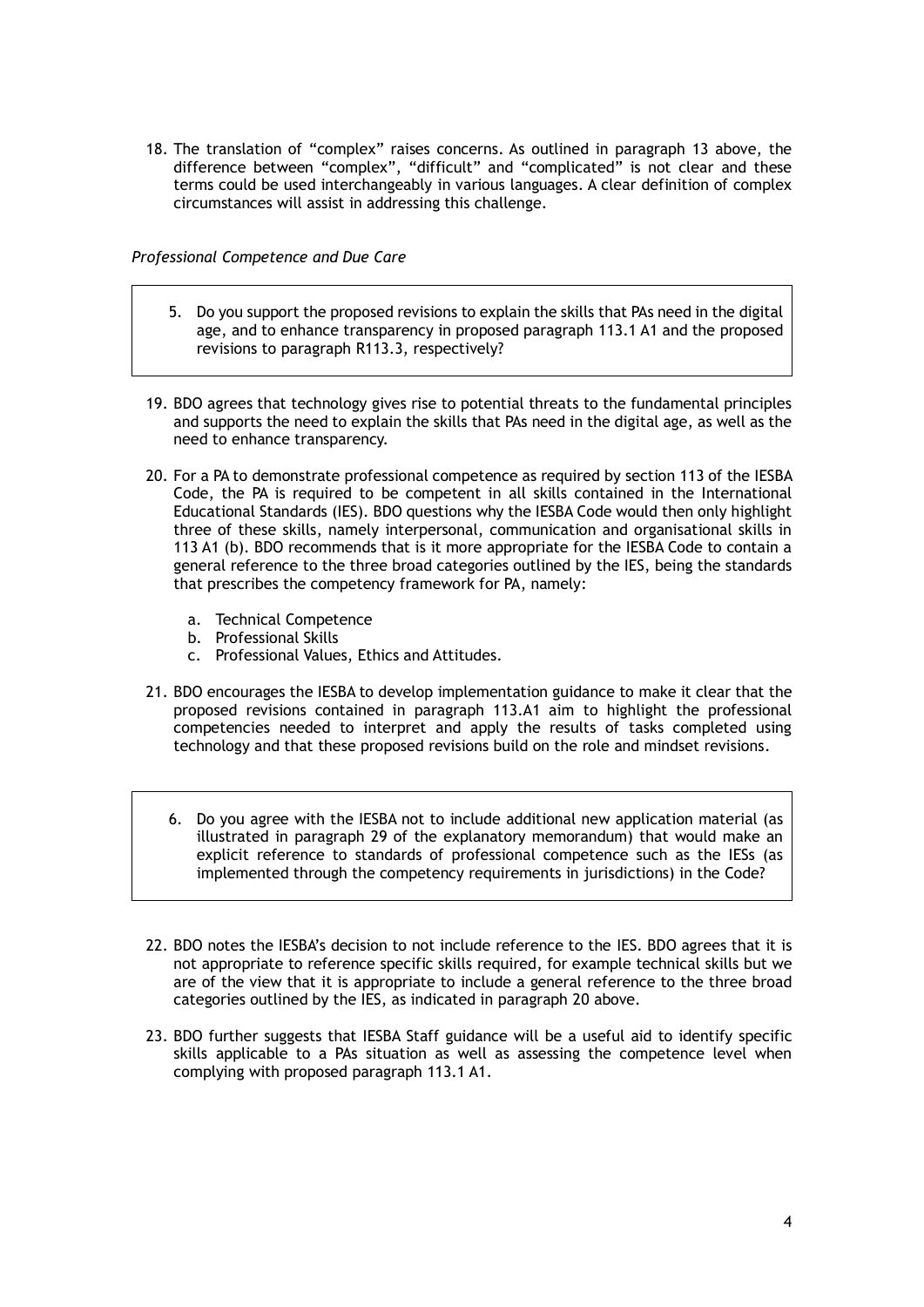18. The translation of "complex" raises concerns. As outlined in paragraph 13 above, the difference between "complex", "difficult" and "complicated" is not clear and these terms could be used interchangeably in various languages. A clear definition of complex circumstances will assist in addressing this challenge.

*Professional Competence and Due Care*

> 5. Do you support the proposed revisions to explain the skills that PAs need in the digital age, and to enhance transparency in proposed paragraph 113.1 A1 and the proposed revisions to paragraph R113.3, respectively?

19. BDO agrees that technology gives rise to potential threats to the fundamental principles and supports the need to explain the skills that PAs need in the digital age, as well as the need to enhance transparency.

20. For a PA to demonstrate professional competence as required by section 113 of the IESBA Code, the PA is required to be competent in all skills contained in the International Educational Standards (IES). BDO questions why the IESBA Code would then only highlight three of these skills, namely interpersonal, communication and organisational skills in 113 A1 (b). BDO recommends that is it more appropriate for the IESBA Code to contain a general reference to the three broad categories outlined by the IES, being the standards that prescribes the competency framework for PA, namely:

    a. Technical Competence
    b. Professional Skills
    c. Professional Values, Ethics and Attitudes.

21. BDO encourages the IESBA to develop implementation guidance to make it clear that the proposed revisions contained in paragraph 113.A1 aim to highlight the professional competencies needed to interpret and apply the results of tasks completed using technology and that these proposed revisions build on the role and mindset revisions.

> 6. Do you agree with the IESBA not to include additional new application material (as illustrated in paragraph 29 of the explanatory memorandum) that would make an explicit reference to standards of professional competence such as the IESs (as implemented through the competency requirements in jurisdictions) in the Code?

22. BDO notes the IESBA's decision to not include reference to the IES. BDO agrees that it is not appropriate to reference specific skills required, for example technical skills but we are of the view that it is appropriate to include a general reference to the three broad categories outlined by the IES, as indicated in paragraph 20 above.

23. BDO further suggests that IESBA Staff guidance will be a useful aid to identify specific skills applicable to a PAs situation as well as assessing the competence level when complying with proposed paragraph 113.1 A1.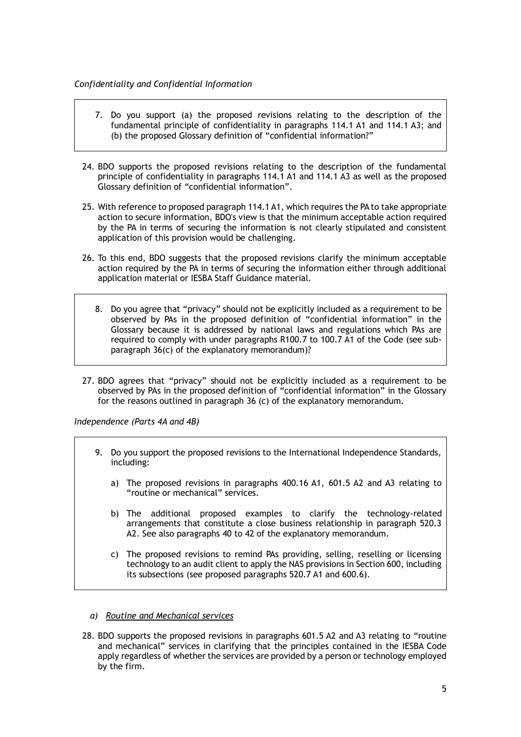*Confidentiality and Confidential Information*

> 7. Do you support (a) the proposed revisions relating to the description of the fundamental principle of confidentiality in paragraphs 114.1 A1 and 114.1 A3; and (b) the proposed Glossary definition of "confidential information?"

24. BDO supports the proposed revisions relating to the description of the fundamental principle of confidentiality in paragraphs 114.1 A1 and 114.1 A3 as well as the proposed Glossary definition of "confidential information".

25. With reference to proposed paragraph 114.1 A1, which requires the PA to take appropriate action to secure information, BDO's view is that the minimum acceptable action required by the PA in terms of securing the information is not clearly stipulated and consistent application of this provision would be challenging.

26. To this end, BDO suggests that the proposed revisions clarify the minimum acceptable action required by the PA in terms of securing the information either through additional application material or IESBA Staff Guidance material.

> 8. Do you agree that "privacy" should not be explicitly included as a requirement to be observed by PAs in the proposed definition of "confidential information" in the Glossary because it is addressed by national laws and regulations which PAs are required to comply with under paragraphs R100.7 to 100.7 A1 of the Code (see sub-paragraph 36(c) of the explanatory memorandum)?

27. BDO agrees that "privacy" should not be explicitly included as a requirement to be observed by PAs in the proposed definition of "confidential information" in the Glossary for the reasons outlined in paragraph 36 (c) of the explanatory memorandum.

*Independence (Parts 4A and 4B)*

> 9. Do you support the proposed revisions to the International Independence Standards, including:
>
> a) The proposed revisions in paragraphs 400.16 A1, 601.5 A2 and A3 relating to "routine or mechanical" services.
>
> b) The additional proposed examples to clarify the technology-related arrangements that constitute a close business relationship in paragraph 520.3 A2. See also paragraphs 40 to 42 of the explanatory memorandum.
>
> c) The proposed revisions to remind PAs providing, selling, reselling or licensing technology to an audit client to apply the NAS provisions in Section 600, including its subsections (see proposed paragraphs 520.7 A1 and 600.6).

*a) Routine and Mechanical services*

28. BDO supports the proposed revisions in paragraphs 601.5 A2 and A3 relating to "routine and mechanical" services in clarifying that the principles contained in the IESBA Code apply regardless of whether the services are provided by a person or technology employed by the firm.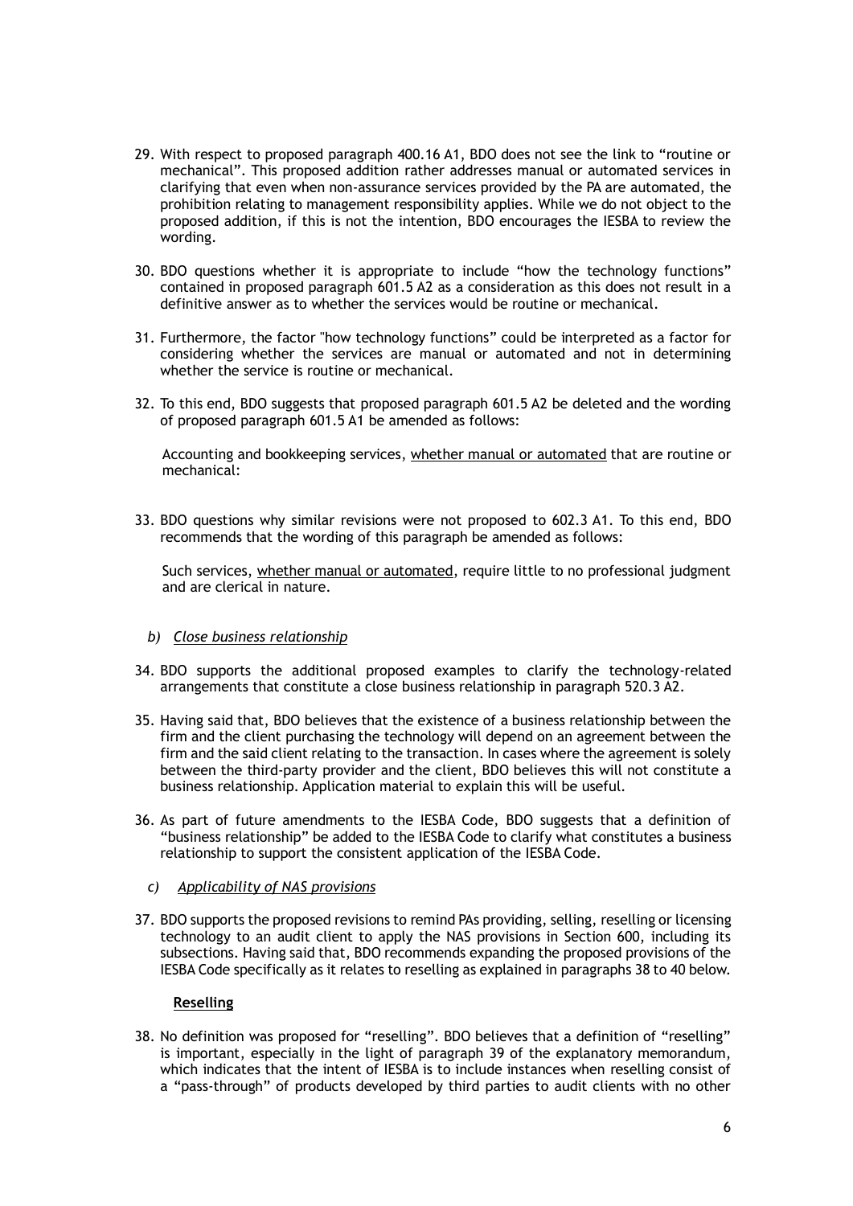29. With respect to proposed paragraph 400.16 A1, BDO does not see the link to "routine or mechanical". This proposed addition rather addresses manual or automated services in clarifying that even when non-assurance services provided by the PA are automated, the prohibition relating to management responsibility applies. While we do not object to the proposed addition, if this is not the intention, BDO encourages the IESBA to review the wording.

30. BDO questions whether it is appropriate to include "how the technology functions" contained in proposed paragraph 601.5 A2 as a consideration as this does not result in a definitive answer as to whether the services would be routine or mechanical.

31. Furthermore, the factor "how technology functions" could be interpreted as a factor for considering whether the services are manual or automated and not in determining whether the service is routine or mechanical.

32. To this end, BDO suggests that proposed paragraph 601.5 A2 be deleted and the wording of proposed paragraph 601.5 A1 be amended as follows:

    Accounting and bookkeeping services, <u>whether manual or automated</u> that are routine or mechanical:

33. BDO questions why similar revisions were not proposed to 602.3 A1. To this end, BDO recommends that the wording of this paragraph be amended as follows:

    Such services, <u>whether manual or automated</u>, require little to no professional judgment and are clerical in nature.

*b) <u>Close business relationship</u>*

34. BDO supports the additional proposed examples to clarify the technology-related arrangements that constitute a close business relationship in paragraph 520.3 A2.

35. Having said that, BDO believes that the existence of a business relationship between the firm and the client purchasing the technology will depend on an agreement between the firm and the said client relating to the transaction. In cases where the agreement is solely between the third-party provider and the client, BDO believes this will not constitute a business relationship. Application material to explain this will be useful.

36. As part of future amendments to the IESBA Code, BDO suggests that a definition of "business relationship" be added to the IESBA Code to clarify what constitutes a business relationship to support the consistent application of the IESBA Code.

*c) <u>Applicability of NAS provisions</u>*

37. BDO supports the proposed revisions to remind PAs providing, selling, reselling or licensing technology to an audit client to apply the NAS provisions in Section 600, including its subsections. Having said that, BDO recommends expanding the proposed provisions of the IESBA Code specifically as it relates to reselling as explained in paragraphs 38 to 40 below.

**<u>Reselling</u>**

38. No definition was proposed for "reselling". BDO believes that a definition of "reselling" is important, especially in the light of paragraph 39 of the explanatory memorandum, which indicates that the intent of IESBA is to include instances when reselling consist of a "pass-through" of products developed by third parties to audit clients with no other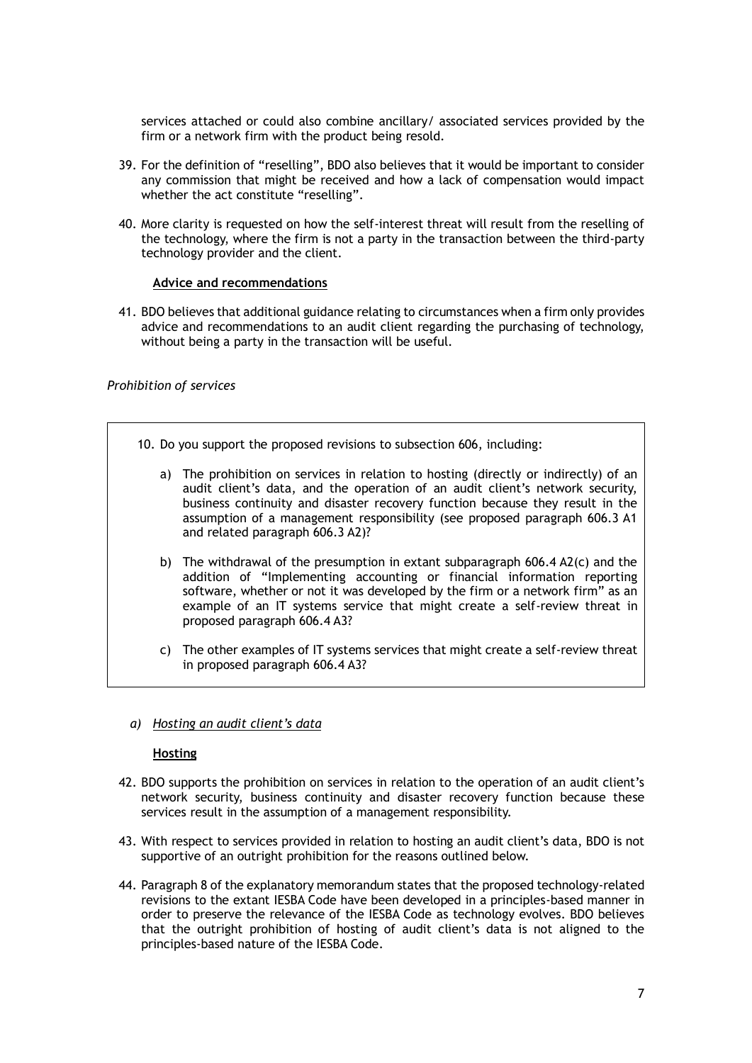services attached or could also combine ancillary/ associated services provided by the firm or a network firm with the product being resold.

39. For the definition of "reselling", BDO also believes that it would be important to consider any commission that might be received and how a lack of compensation would impact whether the act constitute "reselling".

40. More clarity is requested on how the self-interest threat will result from the reselling of the technology, where the firm is not a party in the transaction between the third-party technology provider and the client.

**Advice and recommendations**

41. BDO believes that additional guidance relating to circumstances when a firm only provides advice and recommendations to an audit client regarding the purchasing of technology, without being a party in the transaction will be useful.

*Prohibition of services*

> 10. Do you support the proposed revisions to subsection 606, including:
>
> a) The prohibition on services in relation to hosting (directly or indirectly) of an audit client's data, and the operation of an audit client's network security, business continuity and disaster recovery function because they result in the assumption of a management responsibility (see proposed paragraph 606.3 A1 and related paragraph 606.3 A2)?
>
> b) The withdrawal of the presumption in extant subparagraph 606.4 A2(c) and the addition of "Implementing accounting or financial information reporting software, whether or not it was developed by the firm or a network firm" as an example of an IT systems service that might create a self-review threat in proposed paragraph 606.4 A3?
>
> c) The other examples of IT systems services that might create a self-review threat in proposed paragraph 606.4 A3?

*a) Hosting an audit client's data*

**Hosting**

42. BDO supports the prohibition on services in relation to the operation of an audit client's network security, business continuity and disaster recovery function because these services result in the assumption of a management responsibility.

43. With respect to services provided in relation to hosting an audit client's data, BDO is not supportive of an outright prohibition for the reasons outlined below.

44. Paragraph 8 of the explanatory memorandum states that the proposed technology-related revisions to the extant IESBA Code have been developed in a principles-based manner in order to preserve the relevance of the IESBA Code as technology evolves. BDO believes that the outright prohibition of hosting of audit client's data is not aligned to the principles-based nature of the IESBA Code.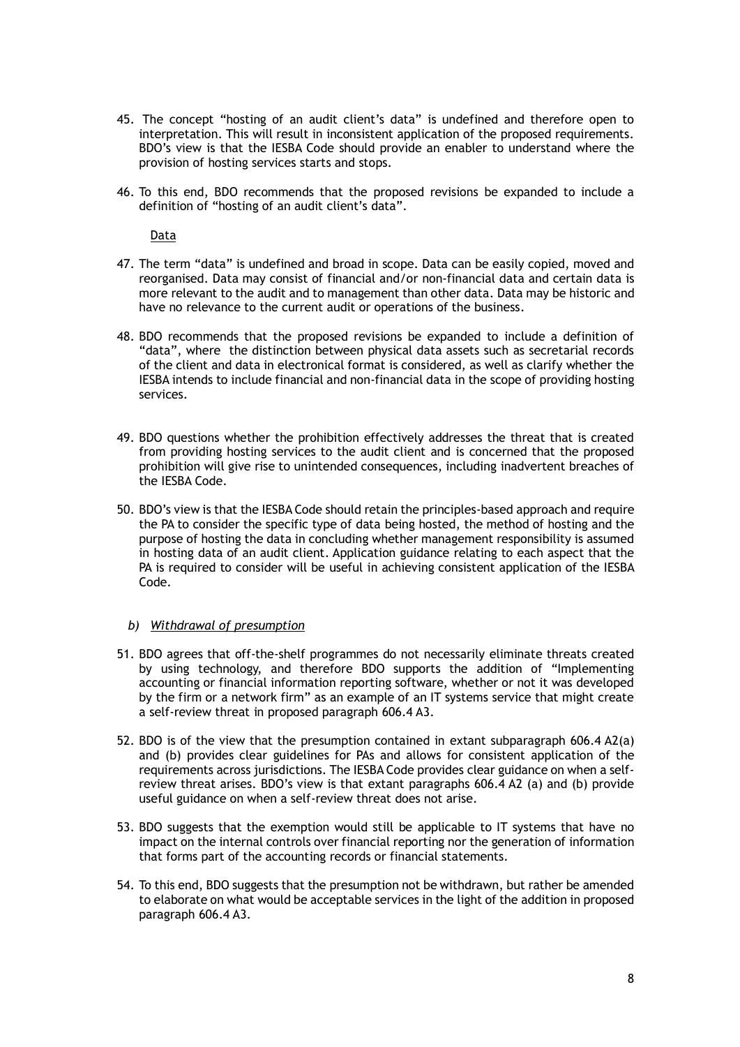45. The concept "hosting of an audit client's data" is undefined and therefore open to interpretation. This will result in inconsistent application of the proposed requirements. BDO's view is that the IESBA Code should provide an enabler to understand where the provision of hosting services starts and stops.

46. To this end, BDO recommends that the proposed revisions be expanded to include a definition of "hosting of an audit client's data".

<u>Data</u>

47. The term "data" is undefined and broad in scope. Data can be easily copied, moved and reorganised. Data may consist of financial and/or non-financial data and certain data is more relevant to the audit and to management than other data. Data may be historic and have no relevance to the current audit or operations of the business.

48. BDO recommends that the proposed revisions be expanded to include a definition of "data", where the distinction between physical data assets such as secretarial records of the client and data in electronical format is considered, as well as clarify whether the IESBA intends to include financial and non-financial data in the scope of providing hosting services.

49. BDO questions whether the prohibition effectively addresses the threat that is created from providing hosting services to the audit client and is concerned that the proposed prohibition will give rise to unintended consequences, including inadvertent breaches of the IESBA Code.

50. BDO's view is that the IESBA Code should retain the principles-based approach and require the PA to consider the specific type of data being hosted, the method of hosting and the purpose of hosting the data in concluding whether management responsibility is assumed in hosting data of an audit client. Application guidance relating to each aspect that the PA is required to consider will be useful in achieving consistent application of the IESBA Code.

*b) <u>Withdrawal of presumption</u>*

51. BDO agrees that off-the-shelf programmes do not necessarily eliminate threats created by using technology, and therefore BDO supports the addition of "Implementing accounting or financial information reporting software, whether or not it was developed by the firm or a network firm" as an example of an IT systems service that might create a self-review threat in proposed paragraph 606.4 A3.

52. BDO is of the view that the presumption contained in extant subparagraph 606.4 A2(a) and (b) provides clear guidelines for PAs and allows for consistent application of the requirements across jurisdictions. The IESBA Code provides clear guidance on when a self-review threat arises. BDO's view is that extant paragraphs 606.4 A2 (a) and (b) provide useful guidance on when a self-review threat does not arise.

53. BDO suggests that the exemption would still be applicable to IT systems that have no impact on the internal controls over financial reporting nor the generation of information that forms part of the accounting records or financial statements.

54. To this end, BDO suggests that the presumption not be withdrawn, but rather be amended to elaborate on what would be acceptable services in the light of the addition in proposed paragraph 606.4 A3.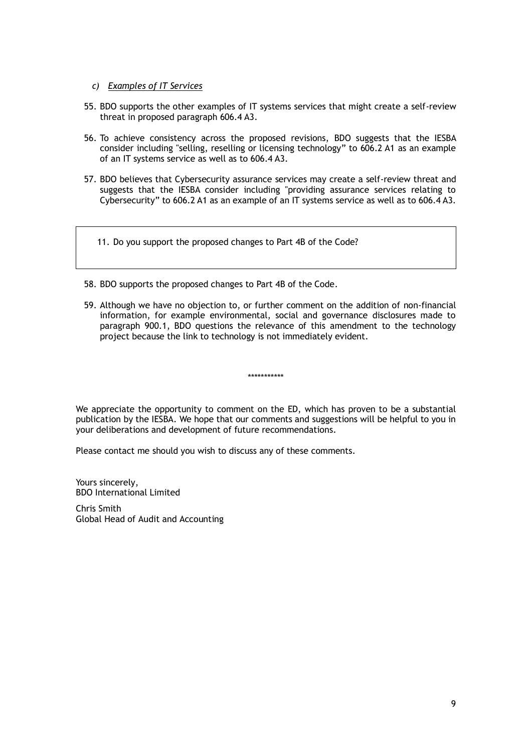c) *Examples of IT Services*

55. BDO supports the other examples of IT systems services that might create a self-review threat in proposed paragraph 606.4 A3.

56. To achieve consistency across the proposed revisions, BDO suggests that the IESBA consider including "selling, reselling or licensing technology" to 606.2 A1 as an example of an IT systems service as well as to 606.4 A3.

57. BDO believes that Cybersecurity assurance services may create a self-review threat and suggests that the IESBA consider including "providing assurance services relating to Cybersecurity" to 606.2 A1 as an example of an IT systems service as well as to 606.4 A3.

> 11. Do you support the proposed changes to Part 4B of the Code?

58. BDO supports the proposed changes to Part 4B of the Code.

59. Although we have no objection to, or further comment on the addition of non-financial information, for example environmental, social and governance disclosures made to paragraph 900.1, BDO questions the relevance of this amendment to the technology project because the link to technology is not immediately evident.

***********

We appreciate the opportunity to comment on the ED, which has proven to be a substantial publication by the IESBA. We hope that our comments and suggestions will be helpful to you in your deliberations and development of future recommendations.

Please contact me should you wish to discuss any of these comments.

Yours sincerely,
BDO International Limited

Chris Smith
Global Head of Audit and Accounting